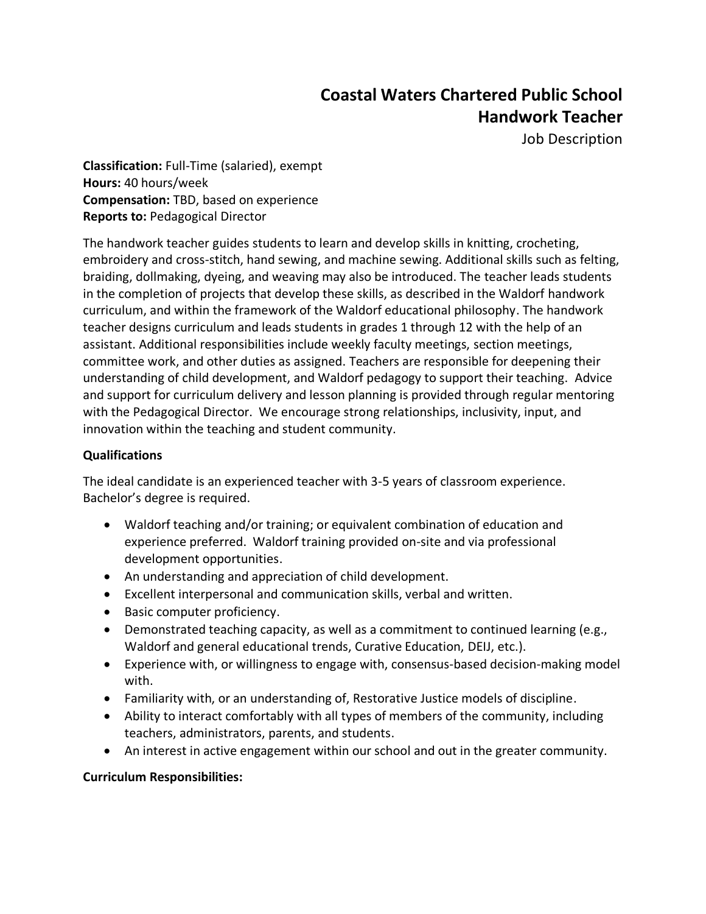# Coastal Waters Chartered Public School
## Handwork Teacher
Job Description

**Classification:** Full-Time (salaried), exempt
**Hours:** 40 hours/week
**Compensation:** TBD, based on experience
**Reports to:** Pedagogical Director

The handwork teacher guides students to learn and develop skills in knitting, crocheting, embroidery and cross-stitch, hand sewing, and machine sewing. Additional skills such as felting, braiding, dollmaking, dyeing, and weaving may also be introduced. The teacher leads students in the completion of projects that develop these skills, as described in the Waldorf handwork curriculum, and within the framework of the Waldorf educational philosophy. The handwork teacher designs curriculum and leads students in grades 1 through 12 with the help of an assistant. Additional responsibilities include weekly faculty meetings, section meetings, committee work, and other duties as assigned. Teachers are responsible for deepening their understanding of child development, and Waldorf pedagogy to support their teaching. Advice and support for curriculum delivery and lesson planning is provided through regular mentoring with the Pedagogical Director. We encourage strong relationships, inclusivity, input, and innovation within the teaching and student community.

**Qualifications**

The ideal candidate is an experienced teacher with 3-5 years of classroom experience. Bachelor's degree is required.

- Waldorf teaching and/or training; or equivalent combination of education and experience preferred. Waldorf training provided on-site and via professional development opportunities.
- An understanding and appreciation of child development.
- Excellent interpersonal and communication skills, verbal and written.
- Basic computer proficiency.
- Demonstrated teaching capacity, as well as a commitment to continued learning (e.g., Waldorf and general educational trends, Curative Education, DEIJ, etc.).
- Experience with, or willingness to engage with, consensus-based decision-making model with.
- Familiarity with, or an understanding of, Restorative Justice models of discipline.
- Ability to interact comfortably with all types of members of the community, including teachers, administrators, parents, and students.
- An interest in active engagement within our school and out in the greater community.

**Curriculum Responsibilities:**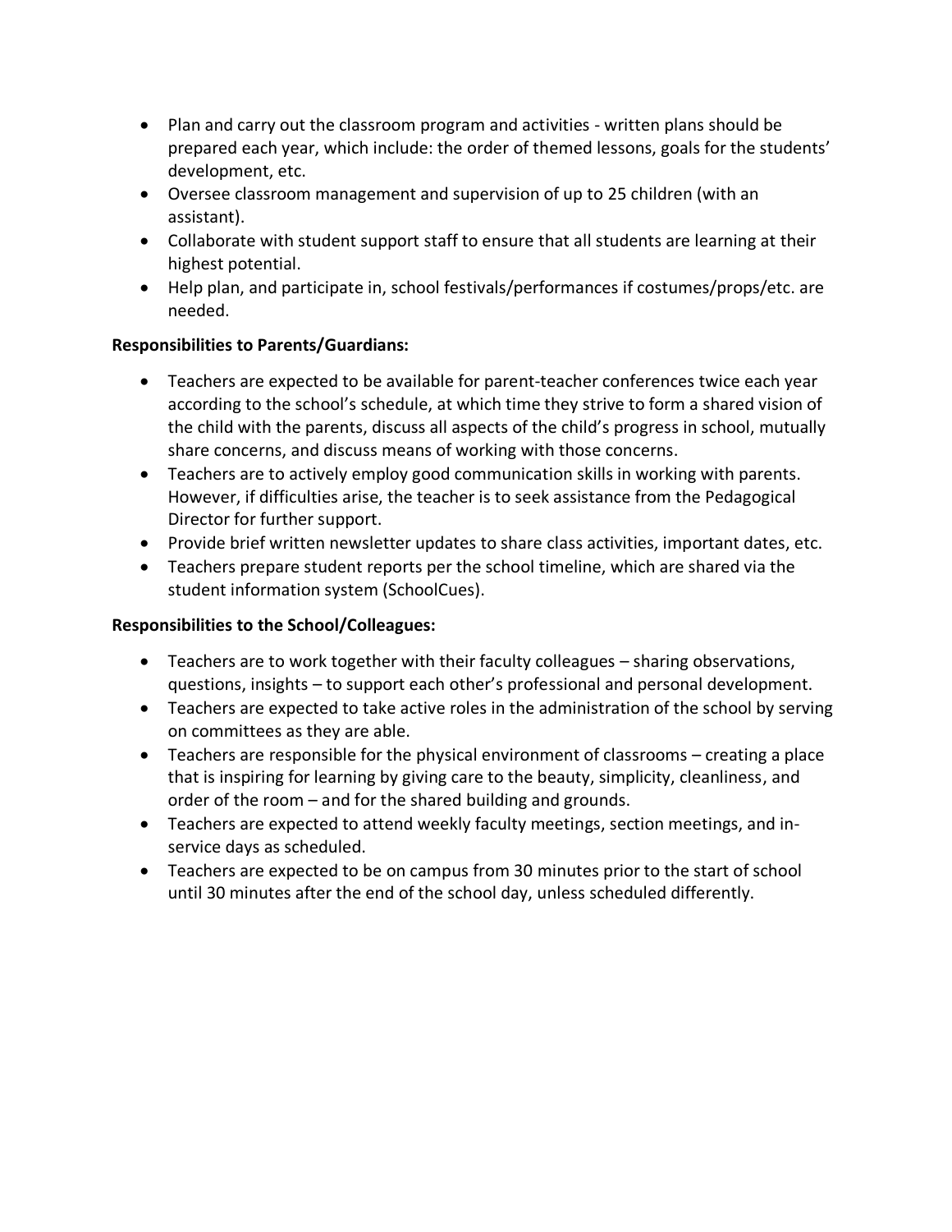- Plan and carry out the classroom program and activities - written plans should be prepared each year, which include: the order of themed lessons, goals for the students' development, etc.
- Oversee classroom management and supervision of up to 25 children (with an assistant).
- Collaborate with student support staff to ensure that all students are learning at their highest potential.
- Help plan, and participate in, school festivals/performances if costumes/props/etc. are needed.

**Responsibilities to Parents/Guardians:**

- Teachers are expected to be available for parent-teacher conferences twice each year according to the school's schedule, at which time they strive to form a shared vision of the child with the parents, discuss all aspects of the child's progress in school, mutually share concerns, and discuss means of working with those concerns.
- Teachers are to actively employ good communication skills in working with parents. However, if difficulties arise, the teacher is to seek assistance from the Pedagogical Director for further support.
- Provide brief written newsletter updates to share class activities, important dates, etc.
- Teachers prepare student reports per the school timeline, which are shared via the student information system (SchoolCues).

**Responsibilities to the School/Colleagues:**

- Teachers are to work together with their faculty colleagues – sharing observations, questions, insights – to support each other's professional and personal development.
- Teachers are expected to take active roles in the administration of the school by serving on committees as they are able.
- Teachers are responsible for the physical environment of classrooms – creating a place that is inspiring for learning by giving care to the beauty, simplicity, cleanliness, and order of the room – and for the shared building and grounds.
- Teachers are expected to attend weekly faculty meetings, section meetings, and in-service days as scheduled.
- Teachers are expected to be on campus from 30 minutes prior to the start of school until 30 minutes after the end of the school day, unless scheduled differently.